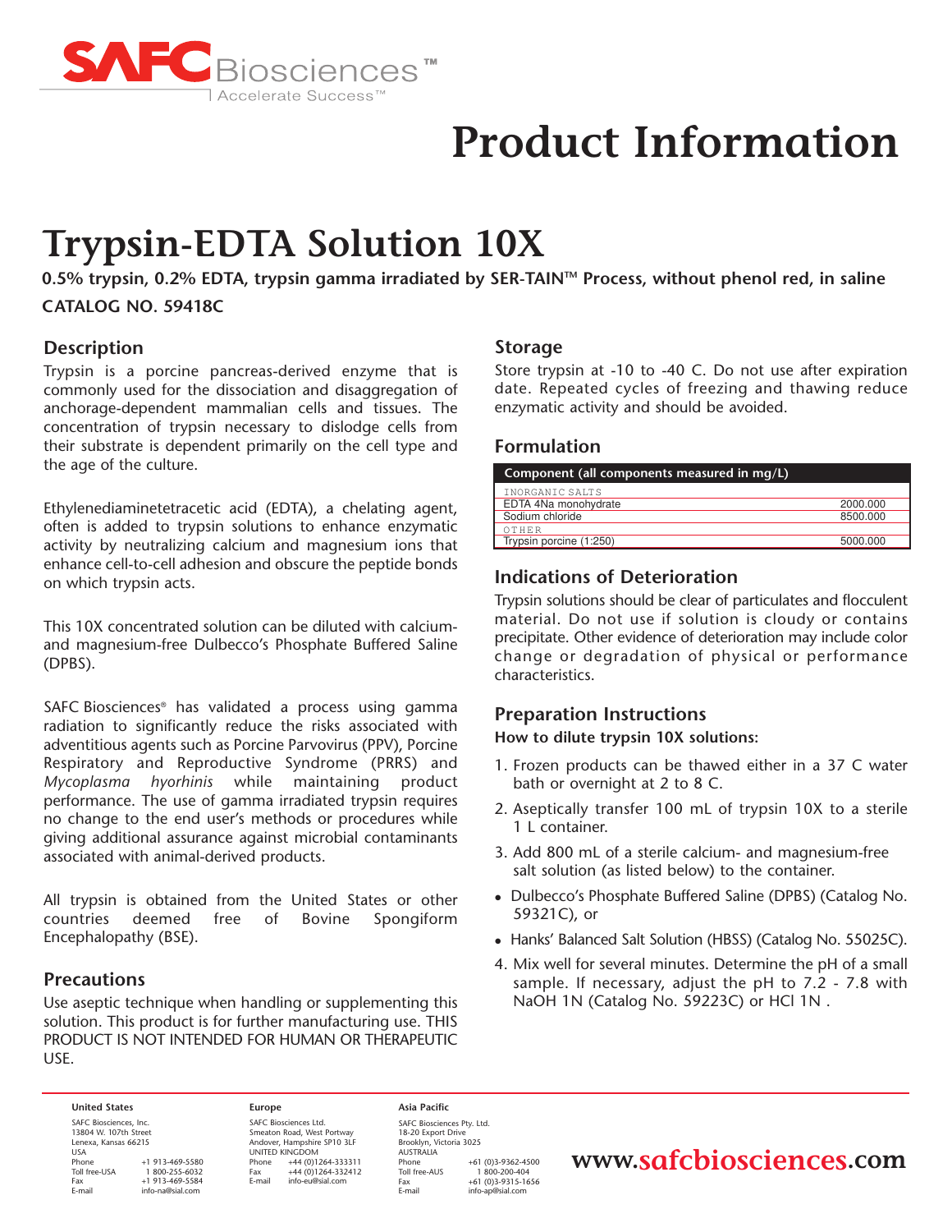SAFC Biosciences™

Accelerate Success™

# Product Information

# Trypsin-EDTA Solution 10X

**0.5% trypsin, 0.2% EDTA, trypsin gamma irradiated by SER-TAIN™ Process, without phenol red, in saline**

**CATALOG NO. 59418C**

## Description

Trypsin is a porcine pancreas-derived enzyme that is commonly used for the dissociation and disaggregation of anchorage-dependent mammalian cells and tissues. The concentration of trypsin necessary to dislodge cells from their substrate is dependent primarily on the cell type and the age of the culture.

Ethylenediaminetetracetic acid (EDTA), a chelating agent, often is added to trypsin solutions to enhance enzymatic activity by neutralizing calcium and magnesium ions that enhance cell-to-cell adhesion and obscure the peptide bonds on which trypsin acts.

This 10X concentrated solution can be diluted with calcium- and magnesium-free Dulbecco's Phosphate Buffered Saline (DPBS).

SAFC Biosciences® has validated a process using gamma radiation to significantly reduce the risks associated with adventitious agents such as Porcine Parvovirus (PPV), Porcine Respiratory and Reproductive Syndrome (PRRS) and *Mycoplasma hyorhinis* while maintaining product performance. The use of gamma irradiated trypsin requires no change to the end user's methods or procedures while giving additional assurance against microbial contaminants associated with animal-derived products.

All trypsin is obtained from the United States or other countries deemed free of Bovine Spongiform Encephalopathy (BSE).

## Precautions

Use aseptic technique when handling or supplementing this solution. This product is for further manufacturing use. THIS PRODUCT IS NOT INTENDED FOR HUMAN OR THERAPEUTIC USE.

## Storage

Store trypsin at -10 to -40 C. Do not use after expiration date. Repeated cycles of freezing and thawing reduce enzymatic activity and should be avoided.

## Formulation

| Component (all components measured in mg/L) | |
|---|---|
| INORGANIC SALTS | |
| EDTA 4Na monohydrate | 2000.000 |
| Sodium chloride | 8500.000 |
| OTHER | |
| Trypsin porcine (1:250) | 5000.000 |

## Indications of Deterioration

Trypsin solutions should be clear of particulates and flocculent material. Do not use if solution is cloudy or contains precipitate. Other evidence of deterioration may include color change or degradation of physical or performance characteristics.

## Preparation Instructions

**How to dilute trypsin 10X solutions:**

1. Frozen products can be thawed either in a 37 C water bath or overnight at 2 to 8 C.
2. Aseptically transfer 100 mL of trypsin 10X to a sterile 1 L container.
3. Add 800 mL of a sterile calcium- and magnesium-free salt solution (as listed below) to the container.
   - Dulbecco's Phosphate Buffered Saline (DPBS) (Catalog No. 59321C), or
   - Hanks' Balanced Salt Solution (HBSS) (Catalog No. 55025C).
4. Mix well for several minutes. Determine the pH of a small sample. If necessary, adjust the pH to 7.2 - 7.8 with NaOH 1N (Catalog No. 59223C) or HCl 1N .

**United States**
SAFC Biosciences, Inc.
13804 W. 107th Street
Lenexa, Kansas 66215
USA
Phone +1 913-469-5580
Toll free-USA 1 800-255-6032
Fax +1 913-469-5584
E-mail info-na@sial.com

**Europe**
SAFC Biosciences Ltd.
Smeaton Road, West Portway
Andover, Hampshire SP10 3LF
UNITED KINGDOM
Phone +44 (0)1264-333311
Fax +44 (0)1264-332412
E-mail info-eu@sial.com

**Asia Pacific**
SAFC Biosciences Pty. Ltd.
18-20 Export Drive
Brooklyn, Victoria 3025
AUSTRALIA
Phone +61 (0)3-9362-4500
Toll free-AUS 1 800-200-404
Fax +61 (0)3-9315-1656
E-mail info-ap@sial.com

**www.safcbiosciences.com**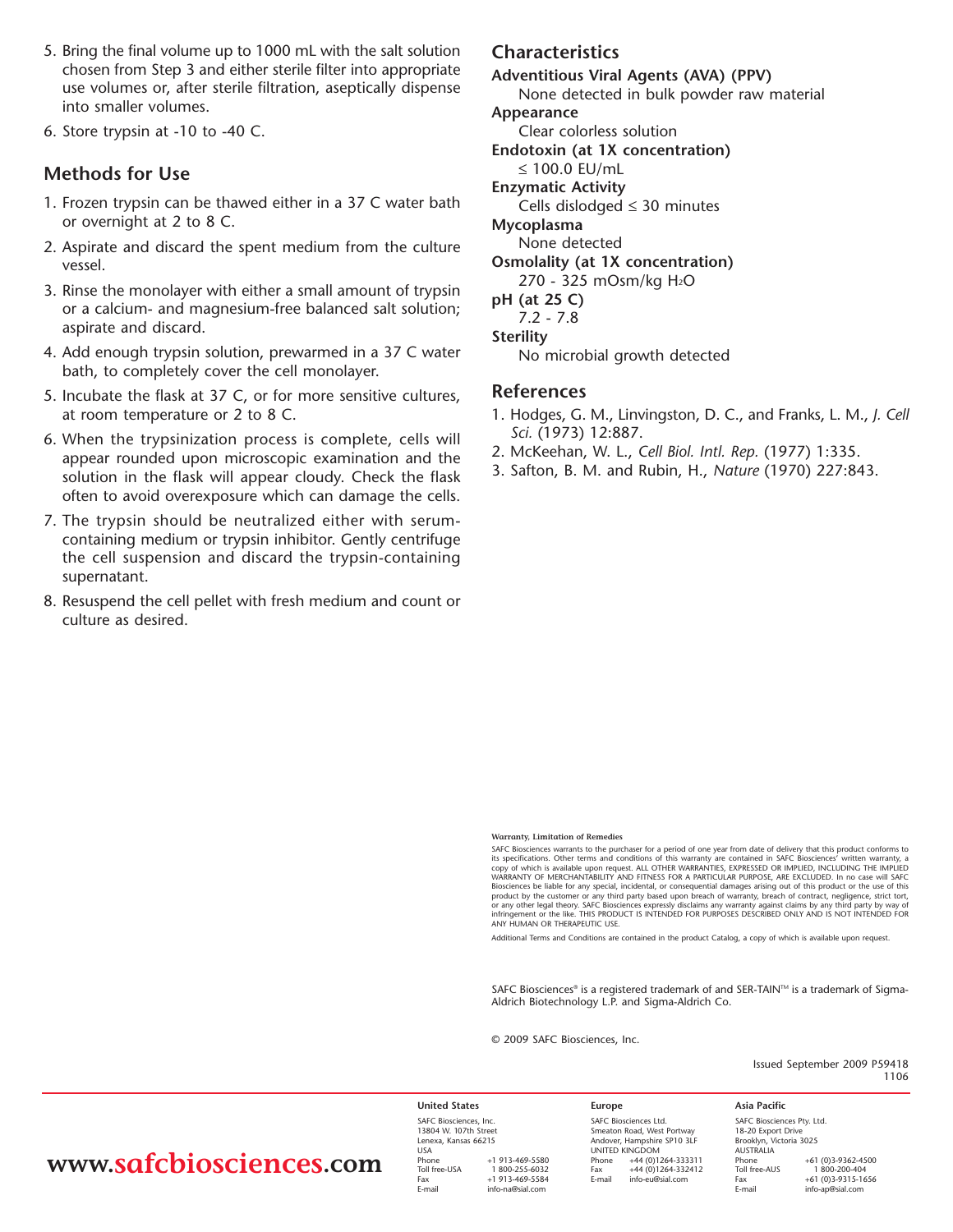5. Bring the final volume up to 1000 mL with the salt solution chosen from Step 3 and either sterile filter into appropriate use volumes or, after sterile filtration, aseptically dispense into smaller volumes.
6. Store trypsin at -10 to -40 C.

## Methods for Use

1. Frozen trypsin can be thawed either in a 37 C water bath or overnight at 2 to 8 C.
2. Aspirate and discard the spent medium from the culture vessel.
3. Rinse the monolayer with either a small amount of trypsin or a calcium- and magnesium-free balanced salt solution; aspirate and discard.
4. Add enough trypsin solution, prewarmed in a 37 C water bath, to completely cover the cell monolayer.
5. Incubate the flask at 37 C, or for more sensitive cultures, at room temperature or 2 to 8 C.
6. When the trypsinization process is complete, cells will appear rounded upon microscopic examination and the solution in the flask will appear cloudy. Check the flask often to avoid overexposure which can damage the cells.
7. The trypsin should be neutralized either with serum-containing medium or trypsin inhibitor. Gently centrifuge the cell suspension and discard the trypsin-containing supernatant.
8. Resuspend the cell pellet with fresh medium and count or culture as desired.

## Characteristics

**Adventitious Viral Agents (AVA) (PPV)**
None detected in bulk powder raw material

**Appearance**
Clear colorless solution

**Endotoxin (at 1X concentration)**
≤ 100.0 EU/mL

**Enzymatic Activity**
Cells dislodged ≤ 30 minutes

**Mycoplasma**
None detected

**Osmolality (at 1X concentration)**
270 - 325 mOsm/kg $H_2O$

**pH (at 25 C)**
7.2 - 7.8

**Sterility**
No microbial growth detected

## References

1. Hodges, G. M., Linvingston, D. C., and Franks, L. M., *J. Cell Sci.* (1973) 12:887.
2. McKeehan, W. L., *Cell Biol. Intl. Rep.* (1977) 1:335.
3. Safton, B. M. and Rubin, H., *Nature* (1970) 227:843.

**Warranty, Limitation of Remedies**

SAFC Biosciences warrants to the purchaser for a period of one year from date of delivery that this product conforms to its specifications. Other terms and conditions of this warranty are contained in SAFC Biosciences' written warranty, a copy of which is available upon request. ALL OTHER WARRANTIES, EXPRESSED OR IMPLIED, INCLUDING THE IMPLIED WARRANTY OF MERCHANTABILITY AND FITNESS FOR A PARTICULAR PURPOSE, ARE EXCLUDED. In no case will SAFC Biosciences be liable for any special, incidental, or consequential damages arising out of this product or the use of this product by the customer or any third party based upon breach of warranty, breach of contract, negligence, strict tort, or any other legal theory. SAFC Biosciences expressly disclaims any warranty against claims by any third party by way of infringement or the like. THIS PRODUCT IS INTENDED FOR PURPOSES DESCRIBED ONLY AND IS NOT INTENDED FOR ANY HUMAN OR THERAPEUTIC USE.

Additional Terms and Conditions are contained in the product Catalog, a copy of which is available upon request.

SAFC Biosciences® is a registered trademark of and SER-TAIN™ is a trademark of Sigma-Aldrich Biotechnology L.P. and Sigma-Aldrich Co.

© 2009 SAFC Biosciences, Inc.

Issued September 2009 P59418
1106

**www.safcbiosciences.com**

**United States**
SAFC Biosciences, Inc.
13804 W. 107th Street
Lenexa, Kansas 66215
USA
Phone +1 913-469-5580
Toll free-USA 1 800-255-6032
Fax +1 913-469-5584
E-mail info-na@sial.com

**Europe**
SAFC Biosciences Ltd.
Smeaton Road, West Portway
Andover, Hampshire SP10 3LF
UNITED KINGDOM
Phone +44 (0)1264-333311
Fax +44 (0)1264-332412
E-mail info-eu@sial.com

**Asia Pacific**
SAFC Biosciences Pty. Ltd.
18-20 Export Drive
Brooklyn, Victoria 3025
AUSTRALIA
Phone +61 (0)3-9362-4500
Toll free-AUS 1 800-200-404
Fax +61 (0)3-9315-1656
E-mail info-ap@sial.com